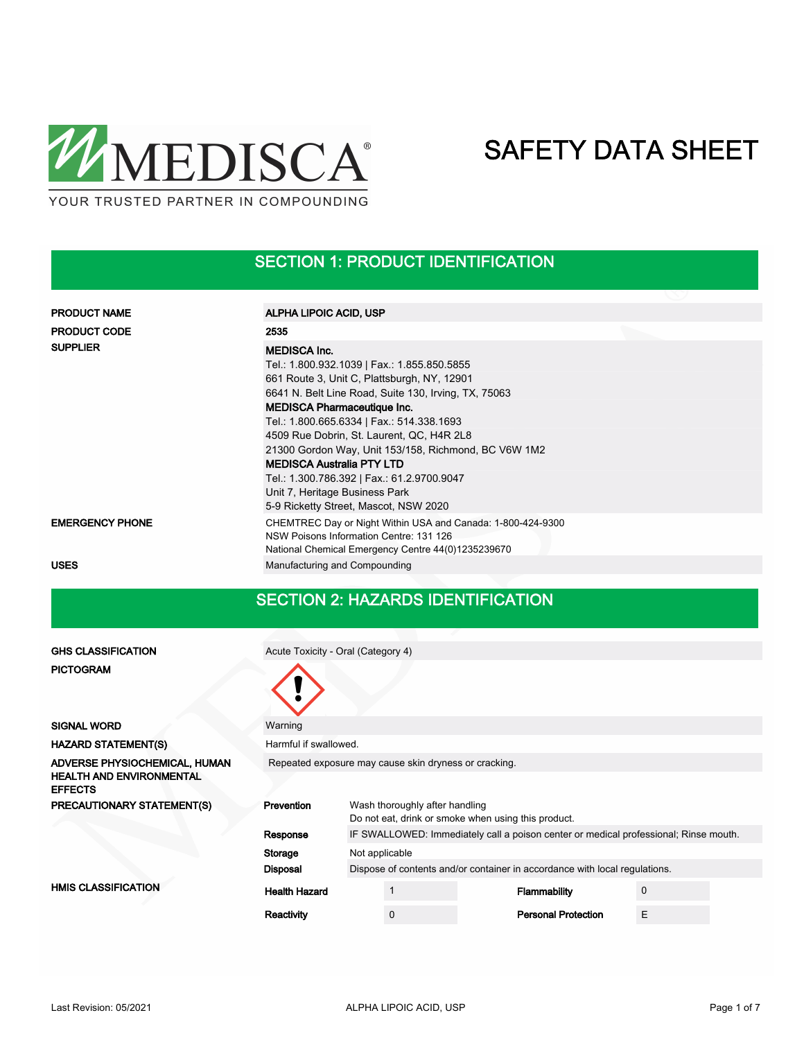MEDISCA®

YOUR TRUSTED PARTNER IN COMPOUNDING

# SAFETY DATA SHEET

## SECTION 1: PRODUCT IDENTIFICATION

| | |
|---|---|
| **PRODUCT NAME** | **ALPHA LIPOIC ACID, USP** |
| **PRODUCT CODE** | **2535** |
| **SUPPLIER** | **MEDISCA Inc.**<br>Tel.: 1.800.932.1039 \| Fax.: 1.855.850.5855<br>661 Route 3, Unit C, Plattsburgh, NY, 12901<br>6641 N. Belt Line Road, Suite 130, Irving, TX, 75063<br>**MEDISCA Pharmaceutique Inc.**<br>Tel.: 1.800.665.6334 \| Fax.: 514.338.1693<br>4509 Rue Dobrin, St. Laurent, QC, H4R 2L8<br>21300 Gordon Way, Unit 153/158, Richmond, BC V6W 1M2<br>**MEDISCA Australia PTY LTD**<br>Tel.: 1.300.786.392 \| Fax.: 61.2.9700.9047<br>Unit 7, Heritage Business Park<br>5-9 Ricketty Street, Mascot, NSW 2020 |
| **EMERGENCY PHONE** | CHEMTREC Day or Night Within USA and Canada: 1-800-424-9300<br>NSW Poisons Information Centre: 131 126<br>National Chemical Emergency Centre 44(0)1235239670 |
| **USES** | Manufacturing and Compounding |

## SECTION 2: HAZARDS IDENTIFICATION

| | |
|---|---|
| **GHS CLASSIFICATION** | Acute Toxicity - Oral (Category 4) |
| **PICTOGRAM** | |
| **SIGNAL WORD** | Warning |
| **HAZARD STATEMENT(S)** | Harmful if swallowed. |
| **ADVERSE PHYSIOCHEMICAL, HUMAN HEALTH AND ENVIRONMENTAL EFFECTS** | Repeated exposure may cause skin dryness or cracking. |

**PRECAUTIONARY STATEMENT(S)**

| | |
|---|---|
| **Prevention** | Wash thoroughly after handling<br>Do not eat, drink or smoke when using this product. |
| **Response** | IF SWALLOWED: Immediately call a poison center or medical professional; Rinse mouth. |
| **Storage** | Not applicable |
| **Disposal** | Dispose of contents and/or container in accordance with local regulations. |

**HMIS CLASSIFICATION**

| | | | |
|---|---|---|---|
| **Health Hazard** | 1 | **Flammability** | 0 |
| **Reactivity** | 0 | **Personal Protection** | E |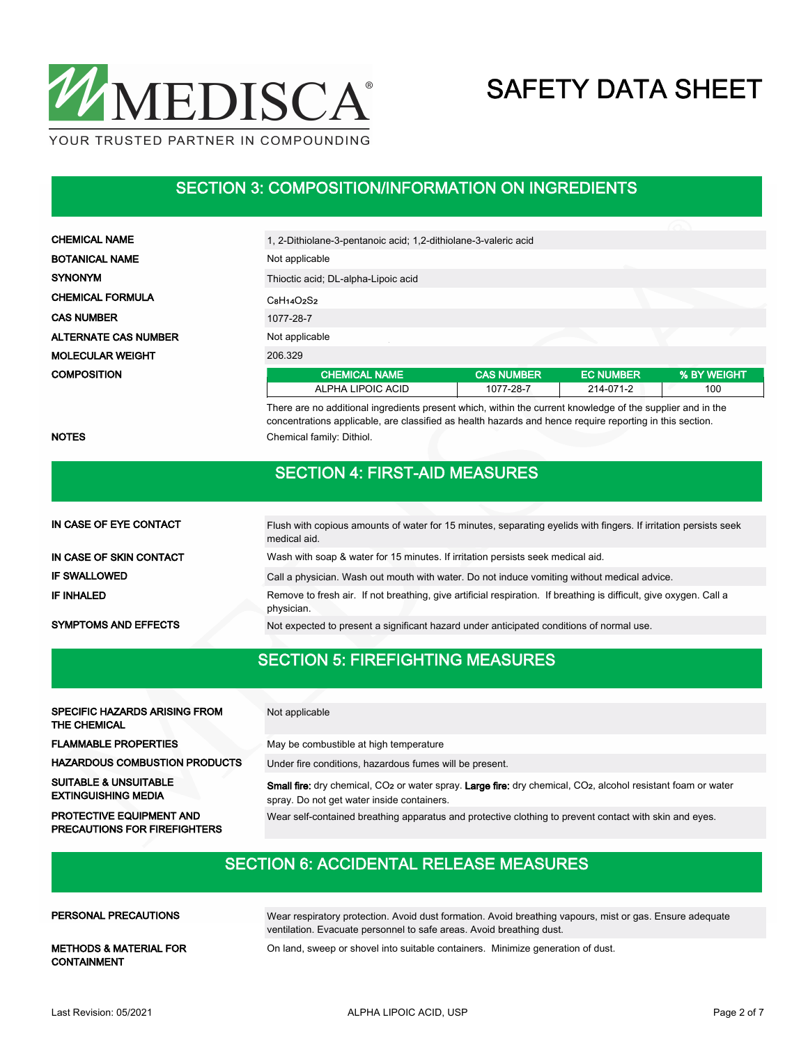# SAFETY DATA SHEET

## SECTION 3: COMPOSITION/INFORMATION ON INGREDIENTS

**CHEMICAL NAME**
1, 2-Dithiolane-3-pentanoic acid; 1,2-dithiolane-3-valeric acid

**BOTANICAL NAME**
Not applicable

**SYNONYM**
Thioctic acid; DL-alpha-Lipoic acid

**CHEMICAL FORMULA**
$C_8H_{14}O_2S_2$

**CAS NUMBER**
1077-28-7

**ALTERNATE CAS NUMBER**
Not applicable

**MOLECULAR WEIGHT**
206.329

**COMPOSITION**

| CHEMICAL NAME | CAS NUMBER | EC NUMBER | % BY WEIGHT |
|---|---|---|---|
| ALPHA LIPOIC ACID | 1077-28-7 | 214-071-2 | 100 |

There are no additional ingredients present which, within the current knowledge of the supplier and in the concentrations applicable, are classified as health hazards and hence require reporting in this section.

**NOTES**
Chemical family: Dithiol.

## SECTION 4: FIRST-AID MEASURES

**IN CASE OF EYE CONTACT**
Flush with copious amounts of water for 15 minutes, separating eyelids with fingers. If irritation persists seek medical aid.

**IN CASE OF SKIN CONTACT**
Wash with soap & water for 15 minutes. If irritation persists seek medical aid.

**IF SWALLOWED**
Call a physician. Wash out mouth with water. Do not induce vomiting without medical advice.

**IF INHALED**
Remove to fresh air. If not breathing, give artificial respiration. If breathing is difficult, give oxygen. Call a physician.

**SYMPTOMS AND EFFECTS**
Not expected to present a significant hazard under anticipated conditions of normal use.

## SECTION 5: FIREFIGHTING MEASURES

**SPECIFIC HAZARDS ARISING FROM THE CHEMICAL**
Not applicable

**FLAMMABLE PROPERTIES**
May be combustible at high temperature

**HAZARDOUS COMBUSTION PRODUCTS**
Under fire conditions, hazardous fumes will be present.

**SUITABLE & UNSUITABLE EXTINGUISHING MEDIA**
**Small fire:** dry chemical, $CO_2$ or water spray. **Large fire:** dry chemical, $CO_2$, alcohol resistant foam or water spray. Do not get water inside containers.

**PROTECTIVE EQUIPMENT AND PRECAUTIONS FOR FIREFIGHTERS**
Wear self-contained breathing apparatus and protective clothing to prevent contact with skin and eyes.

## SECTION 6: ACCIDENTAL RELEASE MEASURES

**PERSONAL PRECAUTIONS**
Wear respiratory protection. Avoid dust formation. Avoid breathing vapours, mist or gas. Ensure adequate ventilation. Evacuate personnel to safe areas. Avoid breathing dust.

**METHODS & MATERIAL FOR CONTAINMENT**
On land, sweep or shovel into suitable containers. Minimize generation of dust.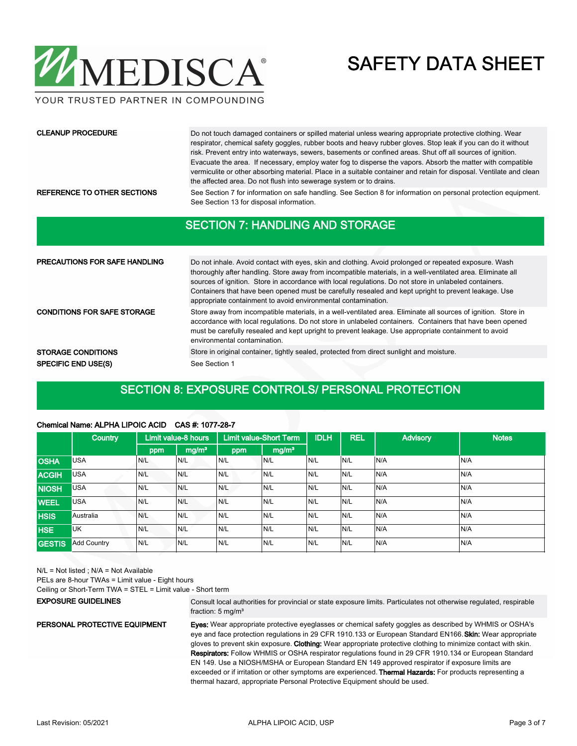**CLEANUP PROCEDURE**

Do not touch damaged containers or spilled material unless wearing appropriate protective clothing. Wear respirator, chemical safety goggles, rubber boots and heavy rubber gloves. Stop leak if you can do it without risk. Prevent entry into waterways, sewers, basements or confined areas. Shut off all sources of ignition. Evacuate the area. If necessary, employ water fog to disperse the vapors. Absorb the matter with compatible vermiculite or other absorbing material. Place in a suitable container and retain for disposal. Ventilate and clean the affected area. Do not flush into sewerage system or to drains.

**REFERENCE TO OTHER SECTIONS**

See Section 7 for information on safe handling. See Section 8 for information on personal protection equipment. See Section 13 for disposal information.

## SECTION 7: HANDLING AND STORAGE

**PRECAUTIONS FOR SAFE HANDLING**

Do not inhale. Avoid contact with eyes, skin and clothing. Avoid prolonged or repeated exposure. Wash thoroughly after handling. Store away from incompatible materials, in a well-ventilated area. Eliminate all sources of ignition. Store in accordance with local regulations. Do not store in unlabeled containers. Containers that have been opened must be carefully resealed and kept upright to prevent leakage. Use appropriate containment to avoid environmental contamination.

**CONDITIONS FOR SAFE STORAGE**

Store away from incompatible materials, in a well-ventilated area. Eliminate all sources of ignition. Store in accordance with local regulations. Do not store in unlabeled containers. Containers that have been opened must be carefully resealed and kept upright to prevent leakage. Use appropriate containment to avoid environmental contamination.

**STORAGE CONDITIONS**

Store in original container, tightly sealed, protected from direct sunlight and moisture.

**SPECIFIC END USE(S)**

See Section 1

## SECTION 8: EXPOSURE CONTROLS/ PERSONAL PROTECTION

**Chemical Name: ALPHA LIPOIC ACID CAS #: 1077-28-7**

| | Country | Limit value-8 hours | | Limit value-Short Term | | IDLH | REL | Advisory | Notes |
|---|---|---|---|---|---|---|---|---|---|
| | | ppm | mg/m³ | ppm | mg/m³ | | | | |
| **OSHA** | USA | N/L | N/L | N/L | N/L | N/L | N/L | N/A | N/A |
| **ACGIH** | USA | N/L | N/L | N/L | N/L | N/L | N/L | N/A | N/A |
| **NIOSH** | USA | N/L | N/L | N/L | N/L | N/L | N/L | N/A | N/A |
| **WEEL** | USA | N/L | N/L | N/L | N/L | N/L | N/L | N/A | N/A |
| **HSIS** | Australia | N/L | N/L | N/L | N/L | N/L | N/L | N/A | N/A |
| **HSE** | UK | N/L | N/L | N/L | N/L | N/L | N/L | N/A | N/A |
| **GESTIS** | Add Country | N/L | N/L | N/L | N/L | N/L | N/L | N/A | N/A |

N/L = Not listed ; N/A = Not Available

PELs are 8-hour TWAs = Limit value - Eight hours

Ceiling or Short-Term TWA = STEL = Limit value - Short term

**EXPOSURE GUIDELINES**

Consult local authorities for provincial or state exposure limits. Particulates not otherwise regulated, respirable fraction: 5 mg/m³

**PERSONAL PROTECTIVE EQUIPMENT**

**Eyes:** Wear appropriate protective eyeglasses or chemical safety goggles as described by WHMIS or OSHA's eye and face protection regulations in 29 CFR 1910.133 or European Standard EN166. **Skin:** Wear appropriate gloves to prevent skin exposure. **Clothing:** Wear appropriate protective clothing to minimize contact with skin. **Respirators:** Follow WHMIS or OSHA respirator regulations found in 29 CFR 1910.134 or European Standard EN 149. Use a NIOSH/MSHA or European Standard EN 149 approved respirator if exposure limits are exceeded or if irritation or other symptoms are experienced. **Thermal Hazards:** For products representing a thermal hazard, appropriate Personal Protective Equipment should be used.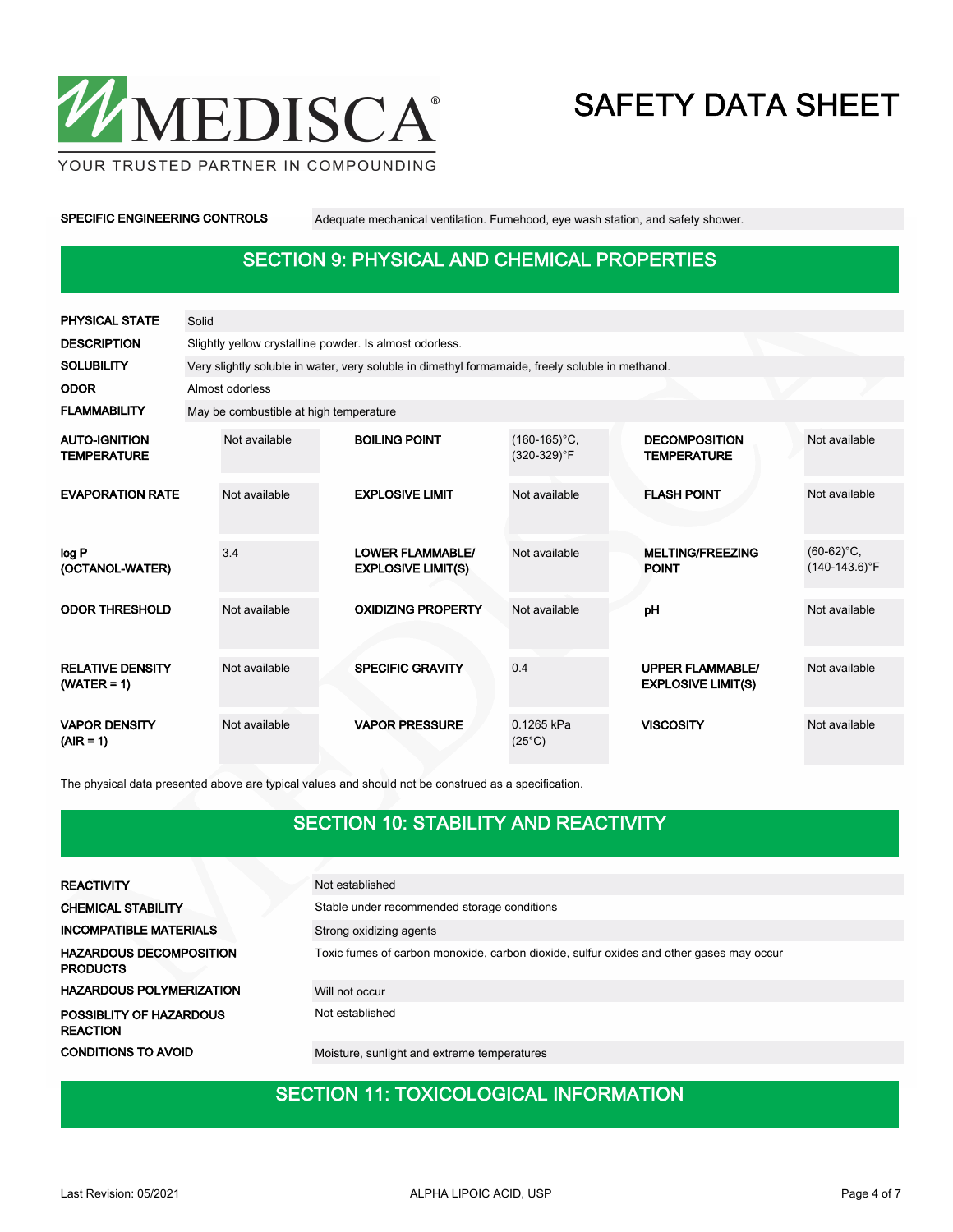| | |
|---|---|
| **SPECIFIC ENGINEERING CONTROLS** | Adequate mechanical ventilation. Fumehood, eye wash station, and safety shower. |

## SECTION 9: PHYSICAL AND CHEMICAL PROPERTIES

| | |
|---|---|
| **PHYSICAL STATE** | Solid |
| **DESCRIPTION** | Slightly yellow crystalline powder. Is almost odorless. |
| **SOLUBILITY** | Very slightly soluble in water, very soluble in dimethyl formamaide, freely soluble in methanol. |
| **ODOR** | Almost odorless |
| **FLAMMABILITY** | May be combustible at high temperature |

| | | | | | |
|---|---|---|---|---|---|
| **AUTO-IGNITION TEMPERATURE** | Not available | **BOILING POINT** | (160-165)°C, (320-329)°F | **DECOMPOSITION TEMPERATURE** | Not available |
| **EVAPORATION RATE** | Not available | **EXPLOSIVE LIMIT** | Not available | **FLASH POINT** | Not available |
| **log P (OCTANOL-WATER)** | 3.4 | **LOWER FLAMMABLE/ EXPLOSIVE LIMIT(S)** | Not available | **MELTING/FREEZING POINT** | (60-62)°C, (140-143.6)°F |
| **ODOR THRESHOLD** | Not available | **OXIDIZING PROPERTY** | Not available | **pH** | Not available |
| **RELATIVE DENSITY (WATER = 1)** | Not available | **SPECIFIC GRAVITY** | 0.4 | **UPPER FLAMMABLE/ EXPLOSIVE LIMIT(S)** | Not available |
| **VAPOR DENSITY (AIR = 1)** | Not available | **VAPOR PRESSURE** | 0.1265 kPa (25°C) | **VISCOSITY** | Not available |

The physical data presented above are typical values and should not be construed as a specification.

## SECTION 10: STABILITY AND REACTIVITY

| | |
|---|---|
| **REACTIVITY** | Not established |
| **CHEMICAL STABILITY** | Stable under recommended storage conditions |
| **INCOMPATIBLE MATERIALS** | Strong oxidizing agents |
| **HAZARDOUS DECOMPOSITION PRODUCTS** | Toxic fumes of carbon monoxide, carbon dioxide, sulfur oxides and other gases may occur |
| **HAZARDOUS POLYMERIZATION** | Will not occur |
| **POSSIBLITY OF HAZARDOUS REACTION** | Not established |
| **CONDITIONS TO AVOID** | Moisture, sunlight and extreme temperatures |

## SECTION 11: TOXICOLOGICAL INFORMATION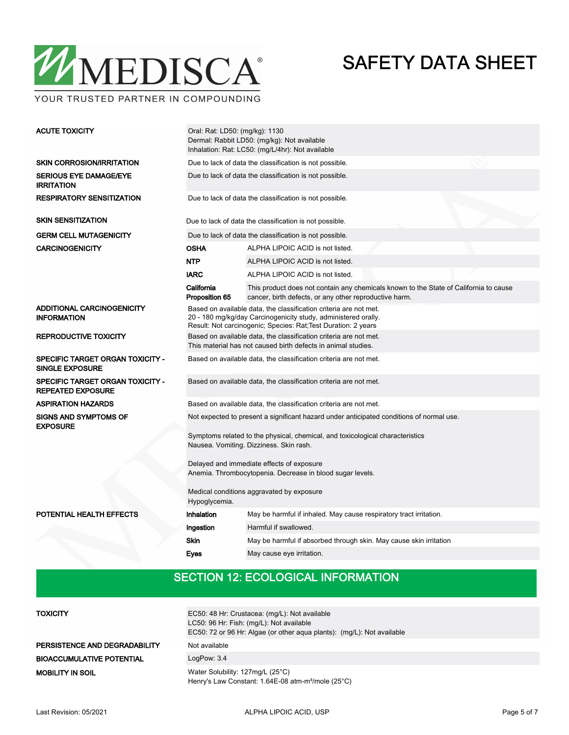| | | |
|---|---|---|
| **ACUTE TOXICITY** | Oral: Rat: LD50: (mg/kg): 1130<br>Dermal: Rabbit LD50: (mg/kg): Not available<br>Inhalation: Rat: LC50: (mg/L/4hr): Not available | |
| **SKIN CORROSION/IRRITATION** | Due to lack of data the classification is not possible. | |
| **SERIOUS EYE DAMAGE/EYE IRRITATION** | Due to lack of data the classification is not possible. | |
| **RESPIRATORY SENSITIZATION** | Due to lack of data the classification is not possible. | |
| **SKIN SENSITIZATION** | Due to lack of data the classification is not possible. | |
| **GERM CELL MUTAGENICITY** | Due to lack of data the classification is not possible. | |
| **CARCINOGENICITY** | **OSHA** | ALPHA LIPOIC ACID is not listed. |
| | **NTP** | ALPHA LIPOIC ACID is not listed. |
| | **IARC** | ALPHA LIPOIC ACID is not listed. |
| | **California Proposition 65** | This product does not contain any chemicals known to the State of California to cause cancer, birth defects, or any other reproductive harm. |
| **ADDITIONAL CARCINOGENICITY INFORMATION** | Based on available data, the classification criteria are not met.<br>20 - 180 mg/kg/day Carcinogenicity study, administered orally.<br>Result: Not carcinogenic; Species: Rat;Test Duration: 2 years | |
| **REPRODUCTIVE TOXICITY** | Based on available data, the classification criteria are not met.<br>This material has not caused birth defects in animal studies. | |
| **SPECIFIC TARGET ORGAN TOXICITY - SINGLE EXPOSURE** | Based on available data, the classification criteria are not met. | |
| **SPECIFIC TARGET ORGAN TOXICITY - REPEATED EXPOSURE** | Based on available data, the classification criteria are not met. | |
| **ASPIRATION HAZARDS** | Based on available data, the classification criteria are not met. | |
| **SIGNS AND SYMPTOMS OF EXPOSURE** | Not expected to present a significant hazard under anticipated conditions of normal use.<br><br>Symptoms related to the physical, chemical, and toxicological characteristics<br>Nausea. Vomiting. Dizziness. Skin rash.<br><br>Delayed and immediate effects of exposure<br>Anemia. Thrombocytopenia. Decrease in blood sugar levels.<br><br>Medical conditions aggravated by exposure<br>Hypoglycemia. | |
| **POTENTIAL HEALTH EFFECTS** | **Inhalation** | May be harmful if inhaled. May cause respiratory tract irritation. |
| | **Ingestion** | Harmful if swallowed. |
| | **Skin** | May be harmful if absorbed through skin. May cause skin irritation |
| | **Eyes** | May cause eye irritation. |

## SECTION 12: ECOLOGICAL INFORMATION

| | |
|---|---|
| **TOXICITY** | EC50: 48 Hr: Crustacea: (mg/L): Not available<br>LC50: 96 Hr: Fish: (mg/L): Not available<br>EC50: 72 or 96 Hr: Algae (or other aqua plants): (mg/L): Not available |
| **PERSISTENCE AND DEGRADABILITY** | Not available |
| **BIOACCUMULATIVE POTENTIAL** | LogPow: 3.4 |
| **MOBILITY IN SOIL** | Water Solubility: 127mg/L (25°C)<br>Henry's Law Constant: 1.64E-08 atm-m³/mole (25°C) |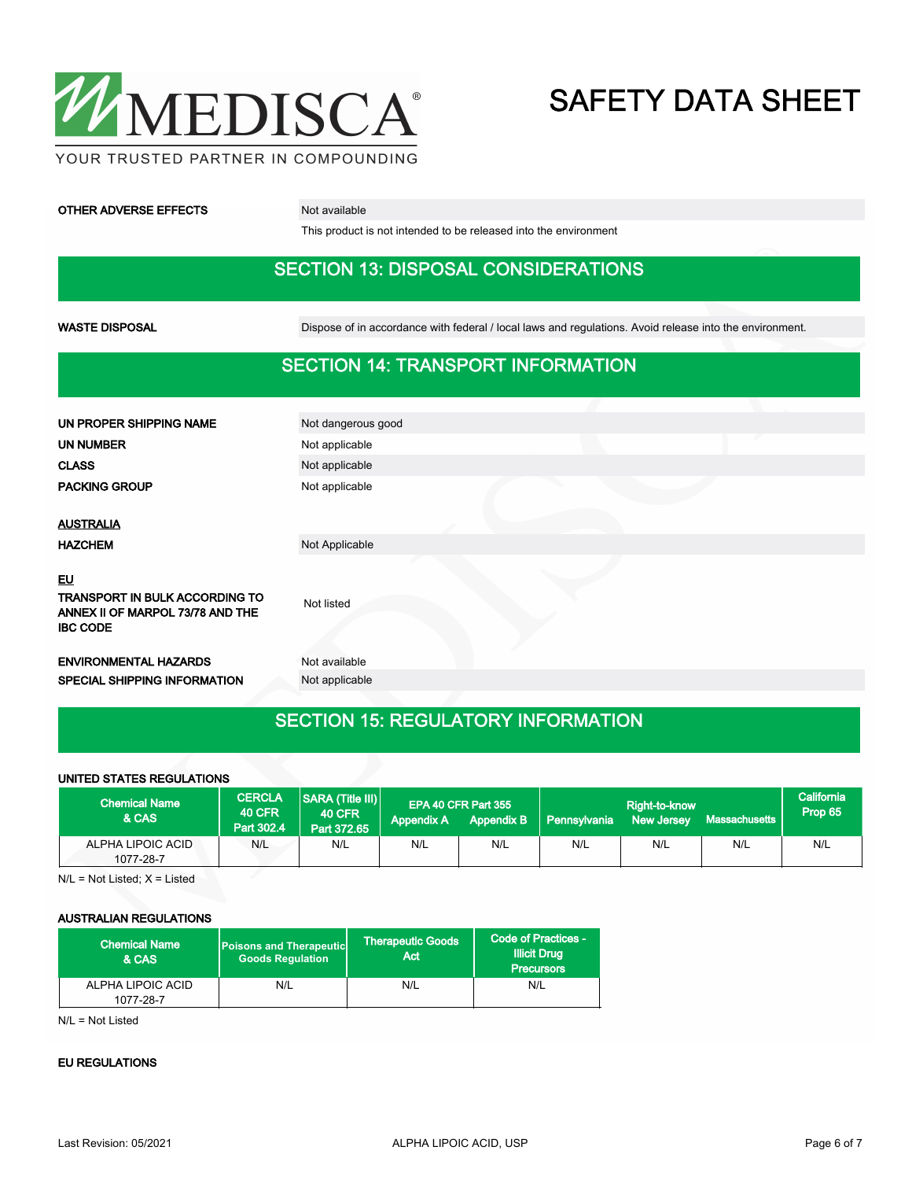**OTHER ADVERSE EFFECTS** Not available

This product is not intended to be released into the environment

## SECTION 13: DISPOSAL CONSIDERATIONS

**WASTE DISPOSAL** Dispose of in accordance with federal / local laws and regulations. Avoid release into the environment.

## SECTION 14: TRANSPORT INFORMATION

| | |
|---|---|
| **UN PROPER SHIPPING NAME** | Not dangerous good |
| **UN NUMBER** | Not applicable |
| **CLASS** | Not applicable |
| **PACKING GROUP** | Not applicable |

**AUSTRALIA**

| | |
|---|---|
| **HAZCHEM** | Not Applicable |

**EU**

| | |
|---|---|
| **TRANSPORT IN BULK ACCORDING TO ANNEX II OF MARPOL 73/78 AND THE IBC CODE** | Not listed |
| **ENVIRONMENTAL HAZARDS** | Not available |
| **SPECIAL SHIPPING INFORMATION** | Not applicable |

## SECTION 15: REGULATORY INFORMATION

**UNITED STATES REGULATIONS**

| Chemical Name & CAS | CERCLA 40 CFR Part 302.4 | SARA (Title III) 40 CFR Part 372.65 | EPA 40 CFR Part 355 Appendix A | EPA 40 CFR Part 355 Appendix B | Right-to-know Pennsylvania | Right-to-know New Jersey | Right-to-know Massachusetts | California Prop 65 |
|---|---|---|---|---|---|---|---|---|
| ALPHA LIPOIC ACID 1077-28-7 | N/L | N/L | N/L | N/L | N/L | N/L | N/L | N/L |

N/L = Not Listed; X = Listed

**AUSTRALIAN REGULATIONS**

| Chemical Name & CAS | Poisons and Therapeutic Goods Regulation | Therapeutic Goods Act | Code of Practices - Illicit Drug Precursors |
|---|---|---|---|
| ALPHA LIPOIC ACID 1077-28-7 | N/L | N/L | N/L |

N/L = Not Listed

**EU REGULATIONS**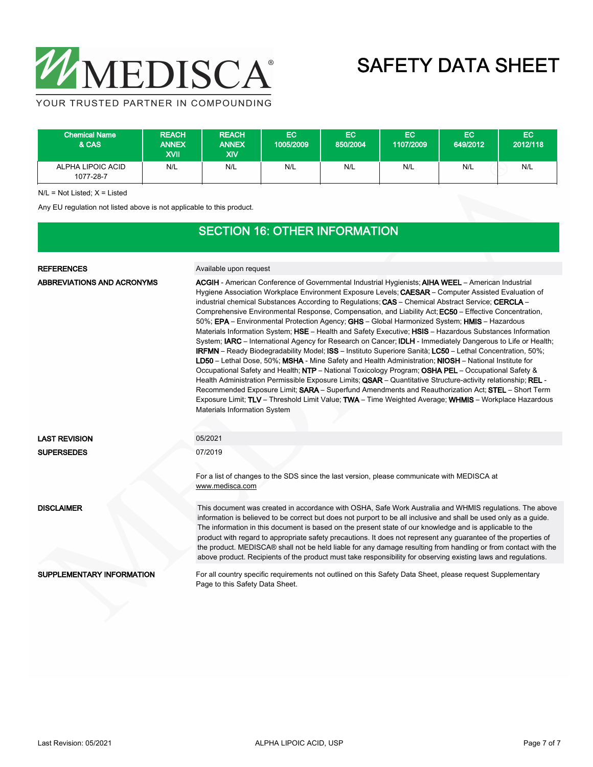| Chemical Name & CAS | REACH ANNEX XVII | REACH ANNEX XIV | EC 1005/2009 | EC 850/2004 | EC 1107/2009 | EC 649/2012 | EC 2012/118 |
|---|---|---|---|---|---|---|---|
| ALPHA LIPOIC ACID 1077-28-7 | N/L | N/L | N/L | N/L | N/L | N/L | N/L |

N/L = Not Listed; X = Listed

Any EU regulation not listed above is not applicable to this product.

## SECTION 16: OTHER INFORMATION

**REFERENCES**

Available upon request

**ABBREVIATIONS AND ACRONYMS**

**ACGIH** - American Conference of Governmental Industrial Hygienists; **AIHA WEEL** – American Industrial Hygiene Association Workplace Environment Exposure Levels; **CAESAR** – Computer Assisted Evaluation of industrial chemical Substances According to Regulations; **CAS** – Chemical Abstract Service; **CERCLA** – Comprehensive Environmental Response, Compensation, and Liability Act; **EC50** – Effective Concentration, 50%; **EPA** – Environmental Protection Agency; **GHS** – Global Harmonized System; **HMIS** – Hazardous Materials Information System; **HSE** – Health and Safety Executive; **HSIS** – Hazardous Substances Information System; **IARC** – International Agency for Research on Cancer; **IDLH** - Immediately Dangerous to Life or Health; **IRFMN** – Ready Biodegradability Model; **ISS** – Instituto Superiore Sanità; **LC50** – Lethal Concentration, 50%; **LD50** – Lethal Dose, 50%; **MSHA** - Mine Safety and Health Administration; **NIOSH** – National Institute for Occupational Safety and Health; **NTP** – National Toxicology Program; **OSHA PEL** – Occupational Safety & Health Administration Permissible Exposure Limits; **QSAR** – Quantitative Structure-activity relationship; **REL** - Recommended Exposure Limit; **SARA** – Superfund Amendments and Reauthorization Act; **STEL** – Short Term Exposure Limit; **TLV** – Threshold Limit Value; **TWA** – Time Weighted Average; **WHMIS** – Workplace Hazardous Materials Information System

**LAST REVISION**

05/2021

**SUPERSEDES**

07/2019

For a list of changes to the SDS since the last version, please communicate with MEDISCA at www.medisca.com

**DISCLAIMER**

This document was created in accordance with OSHA, Safe Work Australia and WHMIS regulations. The above information is believed to be correct but does not purport to be all inclusive and shall be used only as a guide. The information in this document is based on the present state of our knowledge and is applicable to the product with regard to appropriate safety precautions. It does not represent any guarantee of the properties of the product. MEDISCA® shall not be held liable for any damage resulting from handling or from contact with the above product. Recipients of the product must take responsibility for observing existing laws and regulations.

**SUPPLEMENTARY INFORMATION**

For all country specific requirements not outlined on this Safety Data Sheet, please request Supplementary Page to this Safety Data Sheet.